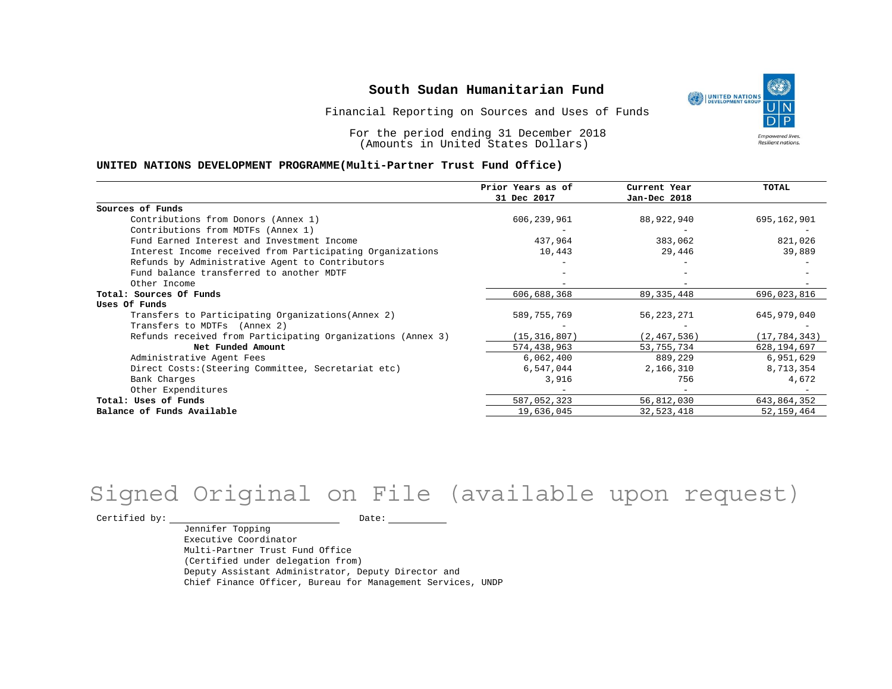# South Sudan Humanitarian Fund

Financial Reporting on Sources and Uses of Funds

For the period ending 31 December 2018
(Amounts in United States Dollars)

**UNITED NATIONS DEVELOPMENT PROGRAMME(Multi-Partner Trust Fund Office)**

| | Prior Years as of 31 Dec 2017 | Current Year Jan-Dec 2018 | TOTAL |
|---|---|---|---|
| **Sources of Funds** | | | |
| Contributions from Donors (Annex 1) | 606,239,961 | 88,922,940 | 695,162,901 |
| Contributions from MDTFs (Annex 1) | - | - | - |
| Fund Earned Interest and Investment Income | 437,964 | 383,062 | 821,026 |
| Interest Income received from Participating Organizations | 10,443 | 29,446 | 39,889 |
| Refunds by Administrative Agent to Contributors | - | - | - |
| Fund balance transferred to another MDTF | - | - | - |
| Other Income | - | - | - |
| **Total: Sources Of Funds** | 606,688,368 | 89,335,448 | 696,023,816 |
| **Uses Of Funds** | | | |
| Transfers to Participating Organizations(Annex 2) | 589,755,769 | 56,223,271 | 645,979,040 |
| Transfers to MDTFs (Annex 2) | - | - | - |
| Refunds received from Participating Organizations (Annex 3) | (15,316,807) | (2,467,536) | (17,784,343) |
| **Net Funded Amount** | 574,438,963 | 53,755,734 | 628,194,697 |
| Administrative Agent Fees | 6,062,400 | 889,229 | 6,951,629 |
| Direct Costs:(Steering Committee, Secretariat etc) | 6,547,044 | 2,166,310 | 8,713,354 |
| Bank Charges | 3,916 | 756 | 4,672 |
| Other Expenditures | - | - | - |
| **Total: Uses of Funds** | 587,052,323 | 56,812,030 | 643,864,352 |
| **Balance of Funds Available** | 19,636,045 | 32,523,418 | 52,159,464 |

Signed Original on File (available upon request)

Certified by: \_\_\_\_\_\_\_\_\_\_\_\_\_\_\_\_\_\_\_\_ Date: \_\_\_\_\_\_\_\_\_\_

Jennifer Topping
Executive Coordinator
Multi-Partner Trust Fund Office
(Certified under delegation from)
Deputy Assistant Administrator, Deputy Director and
Chief Finance Officer, Bureau for Management Services, UNDP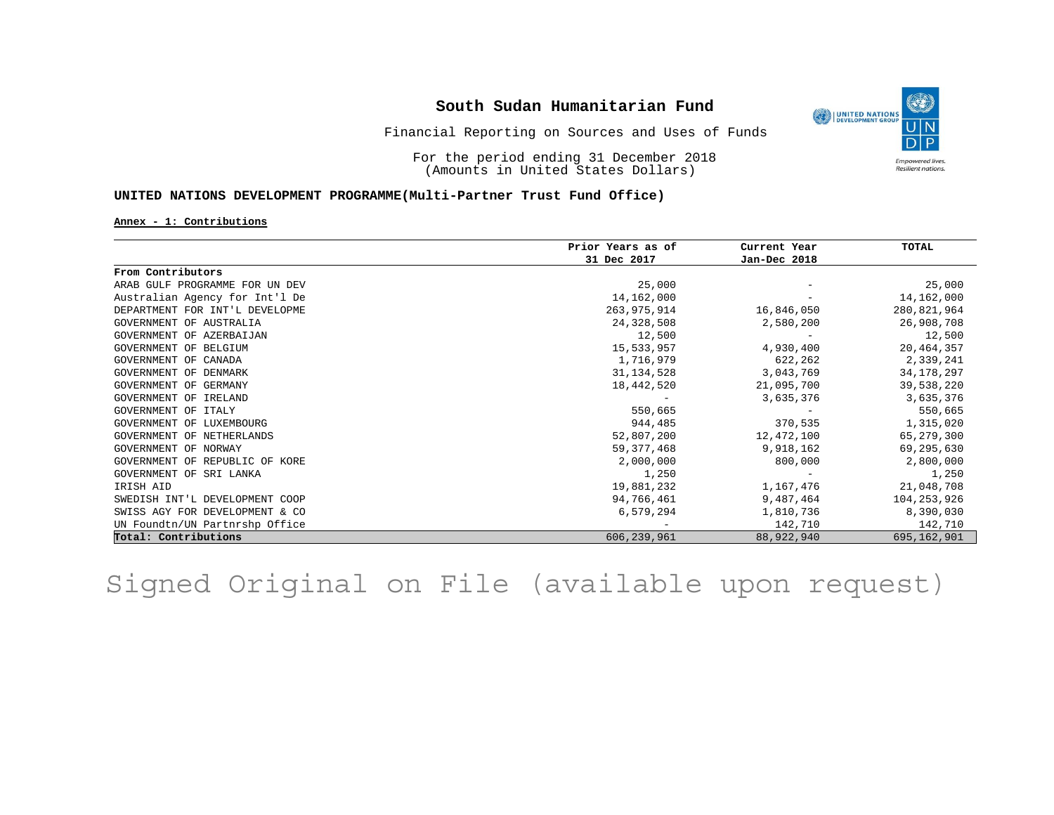# South Sudan Humanitarian Fund

Financial Reporting on Sources and Uses of Funds

For the period ending 31 December 2018
(Amounts in United States Dollars)

**UNITED NATIONS DEVELOPMENT PROGRAMME(Multi-Partner Trust Fund Office)**

**Annex - 1: Contributions**

| | Prior Years as of 31 Dec 2017 | Current Year Jan-Dec 2018 | TOTAL |
|---|---|---|---|
| **From Contributors** | | | |
| ARAB GULF PROGRAMME FOR UN DEV | 25,000 | - | 25,000 |
| Australian Agency for Int'l De | 14,162,000 | - | 14,162,000 |
| DEPARTMENT FOR INT'L DEVELOPME | 263,975,914 | 16,846,050 | 280,821,964 |
| GOVERNMENT OF AUSTRALIA | 24,328,508 | 2,580,200 | 26,908,708 |
| GOVERNMENT OF AZERBAIJAN | 12,500 | - | 12,500 |
| GOVERNMENT OF BELGIUM | 15,533,957 | 4,930,400 | 20,464,357 |
| GOVERNMENT OF CANADA | 1,716,979 | 622,262 | 2,339,241 |
| GOVERNMENT OF DENMARK | 31,134,528 | 3,043,769 | 34,178,297 |
| GOVERNMENT OF GERMANY | 18,442,520 | 21,095,700 | 39,538,220 |
| GOVERNMENT OF IRELAND | - | 3,635,376 | 3,635,376 |
| GOVERNMENT OF ITALY | 550,665 | - | 550,665 |
| GOVERNMENT OF LUXEMBOURG | 944,485 | 370,535 | 1,315,020 |
| GOVERNMENT OF NETHERLANDS | 52,807,200 | 12,472,100 | 65,279,300 |
| GOVERNMENT OF NORWAY | 59,377,468 | 9,918,162 | 69,295,630 |
| GOVERNMENT OF REPUBLIC OF KORE | 2,000,000 | 800,000 | 2,800,000 |
| GOVERNMENT OF SRI LANKA | 1,250 | - | 1,250 |
| IRISH AID | 19,881,232 | 1,167,476 | 21,048,708 |
| SWEDISH INT'L DEVELOPMENT COOP | 94,766,461 | 9,487,464 | 104,253,926 |
| SWISS AGY FOR DEVELOPMENT & CO | 6,579,294 | 1,810,736 | 8,390,030 |
| UN Foundtn/UN Partnrshp Office | - | 142,710 | 142,710 |
| **Total: Contributions** | 606,239,961 | 88,922,940 | 695,162,901 |

Signed Original on File (available upon request)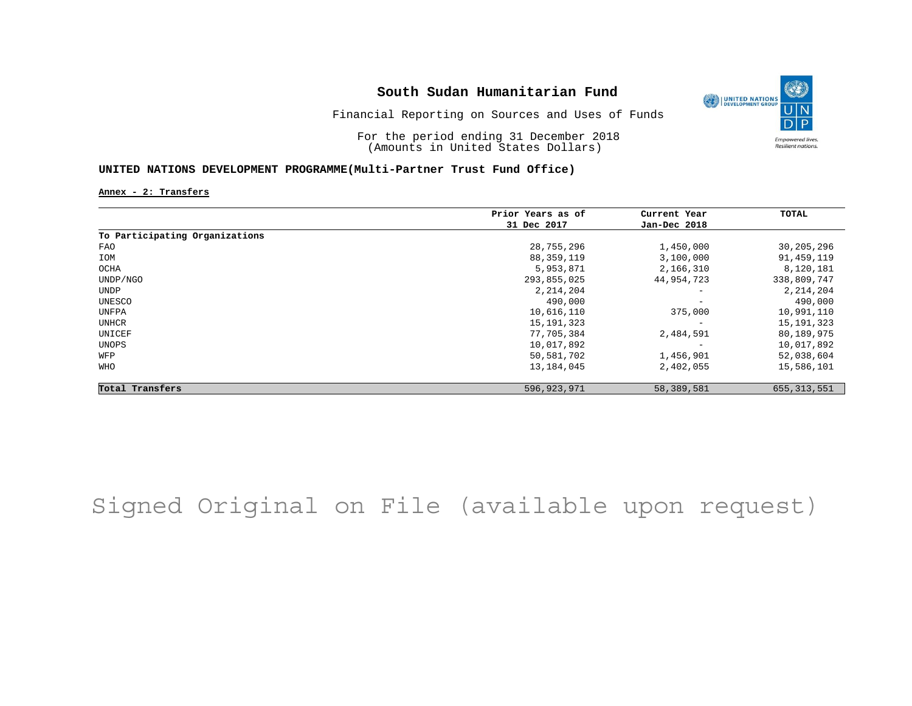# South Sudan Humanitarian Fund

Financial Reporting on Sources and Uses of Funds

For the period ending 31 December 2018
(Amounts in United States Dollars)

## UNITED NATIONS DEVELOPMENT PROGRAMME(Multi-Partner Trust Fund Office)

**Annex - 2: Transfers**

| | Prior Years as of 31 Dec 2017 | Current Year Jan-Dec 2018 | TOTAL |
|---|---|---|---|
| **To Participating Organizations** | | | |
| FAO | 28,755,296 | 1,450,000 | 30,205,296 |
| IOM | 88,359,119 | 3,100,000 | 91,459,119 |
| OCHA | 5,953,871 | 2,166,310 | 8,120,181 |
| UNDP/NGO | 293,855,025 | 44,954,723 | 338,809,747 |
| UNDP | 2,214,204 | - | 2,214,204 |
| UNESCO | 490,000 | - | 490,000 |
| UNFPA | 10,616,110 | 375,000 | 10,991,110 |
| UNHCR | 15,191,323 | - | 15,191,323 |
| UNICEF | 77,705,384 | 2,484,591 | 80,189,975 |
| UNOPS | 10,017,892 | - | 10,017,892 |
| WFP | 50,581,702 | 1,456,901 | 52,038,604 |
| WHO | 13,184,045 | 2,402,055 | 15,586,101 |
| **Total Transfers** | 596,923,971 | 58,389,581 | 655,313,551 |

Signed Original on File (available upon request)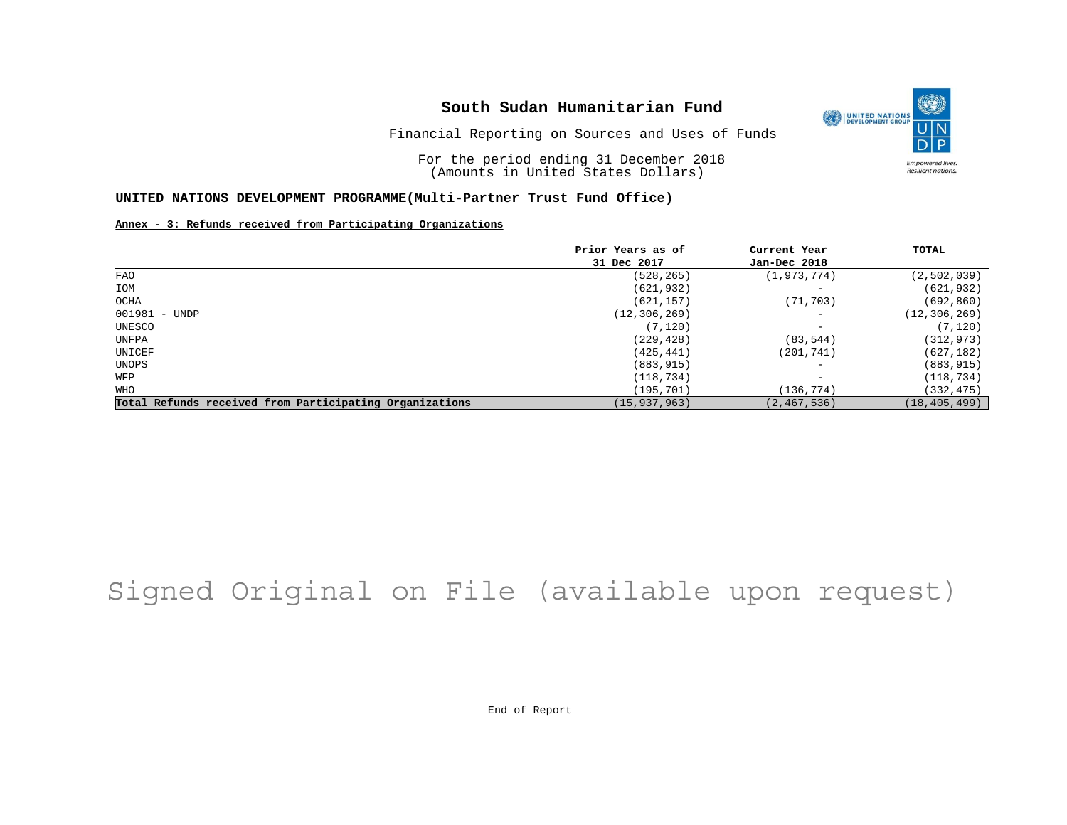# South Sudan Humanitarian Fund

Financial Reporting on Sources and Uses of Funds

For the period ending 31 December 2018
(Amounts in United States Dollars)

**UNITED NATIONS DEVELOPMENT PROGRAMME(Multi-Partner Trust Fund Office)**

**Annex - 3: Refunds received from Participating Organizations**

| | Prior Years as of 31 Dec 2017 | Current Year Jan-Dec 2018 | TOTAL |
|---|---|---|---|
| FAO | (528,265) | (1,973,774) | (2,502,039) |
| IOM | (621,932) | - | (621,932) |
| OCHA | (621,157) | (71,703) | (692,860) |
| 001981 - UNDP | (12,306,269) | - | (12,306,269) |
| UNESCO | (7,120) | - | (7,120) |
| UNFPA | (229,428) | (83,544) | (312,973) |
| UNICEF | (425,441) | (201,741) | (627,182) |
| UNOPS | (883,915) | - | (883,915) |
| WFP | (118,734) | - | (118,734) |
| WHO | (195,701) | (136,774) | (332,475) |
| **Total Refunds received from Participating Organizations** | (15,937,963) | (2,467,536) | (18,405,499) |

Signed Original on File (available upon request)

End of Report